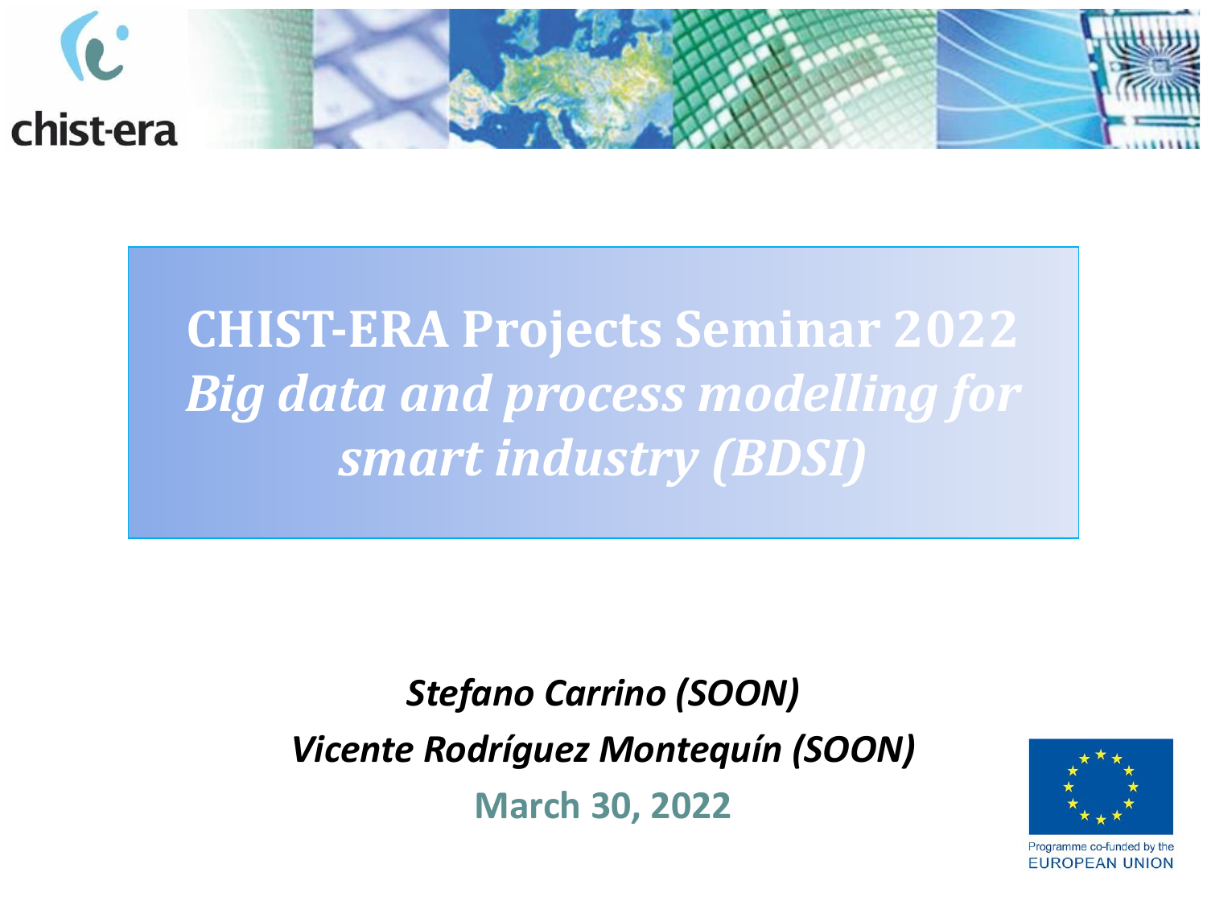# CHIST-ERA Projects Seminar 2022

## *Big data and process modelling for smart industry (BDSI)*

*Stefano Carrino (SOON)*

*Vicente Rodríguez Montequín (SOON)*

**March 30, 2022**

Programme co-funded by the EUROPEAN UNION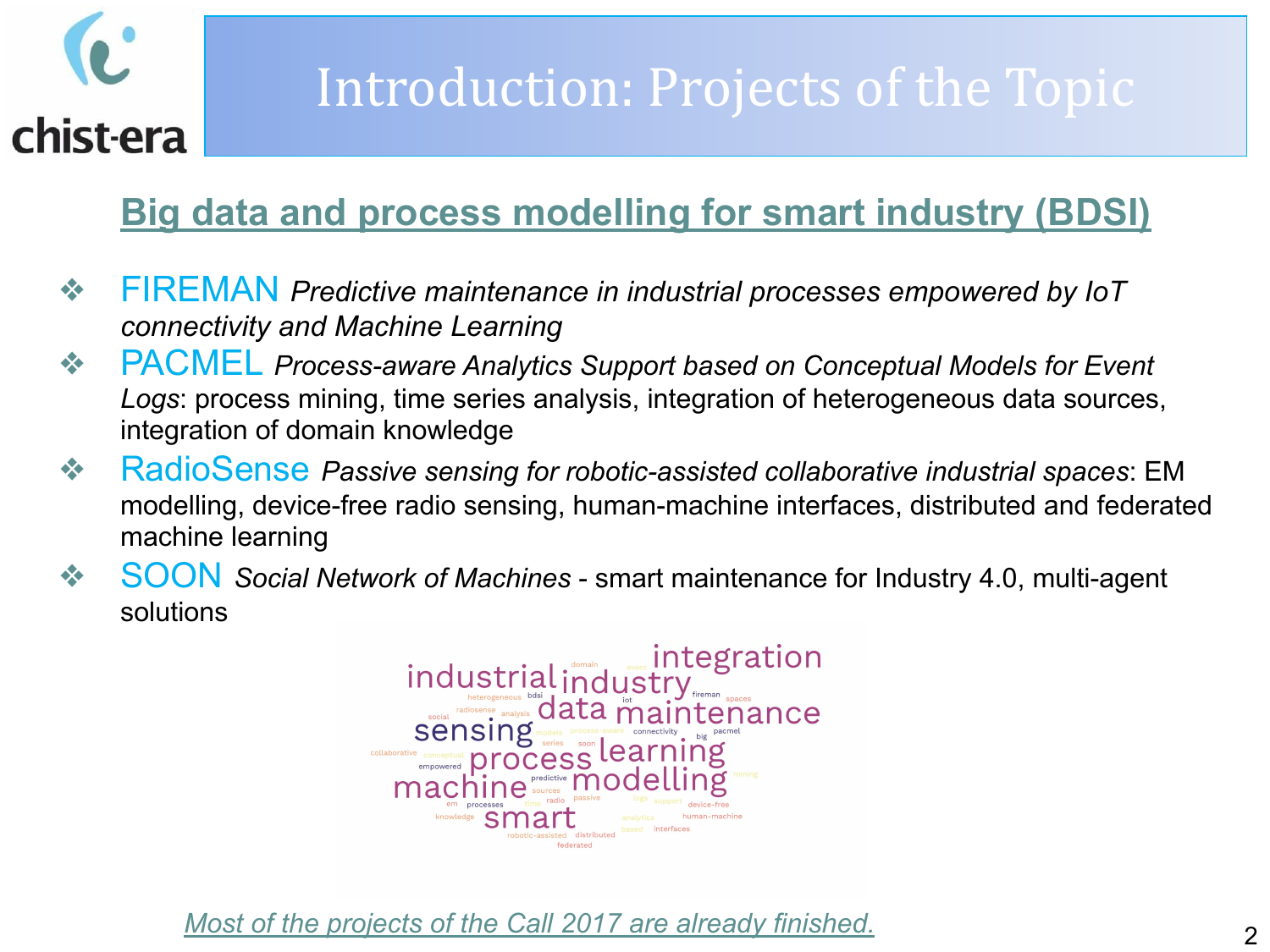# Introduction: Projects of the Topic

## Big data and process modelling for smart industry (BDSI)

- FIREMAN *Predictive maintenance in industrial processes empowered by IoT connectivity and Machine Learning*
- PACMEL *Process-aware Analytics Support based on Conceptual Models for Event Logs*: process mining, time series analysis, integration of heterogeneous data sources, integration of domain knowledge
- RadioSense *Passive sensing for robotic-assisted collaborative industrial spaces*: EM modelling, device-free radio sensing, human-machine interfaces, distributed and federated machine learning
- SOON *Social Network of Machines* - smart maintenance for Industry 4.0, multi-agent solutions

*Most of the projects of the Call 2017 are already finished.*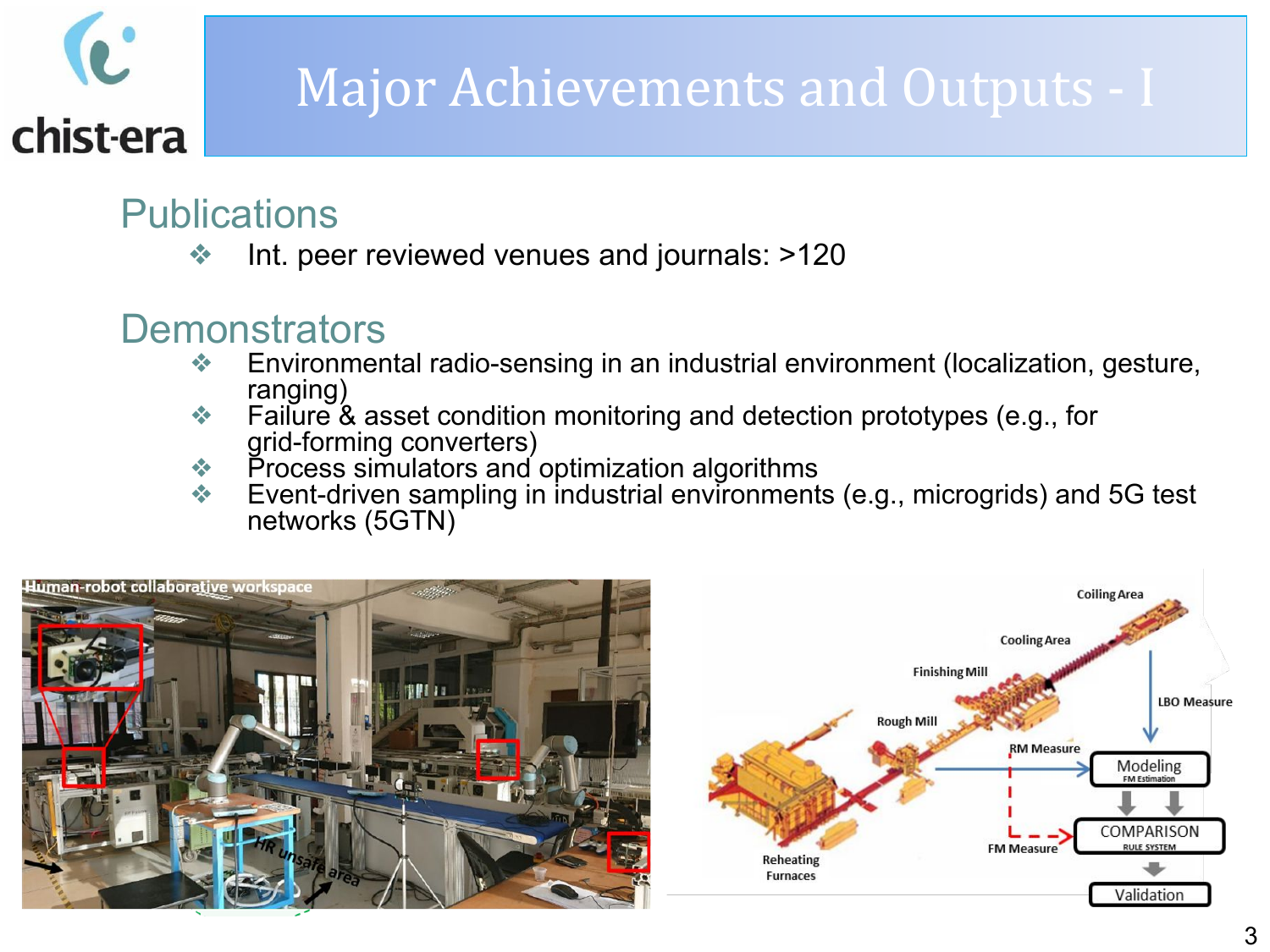# Major Achievements and Outputs - I

## Publications

- Int. peer reviewed venues and journals: >120

## Demonstrators

- Environmental radio-sensing in an industrial environment (localization, gesture, ranging)
- Failure & asset condition monitoring and detection prototypes (e.g., for grid-forming converters)
- Process simulators and optimization algorithms
- Event-driven sampling in industrial environments (e.g., microgrids) and 5G test networks (5GTN)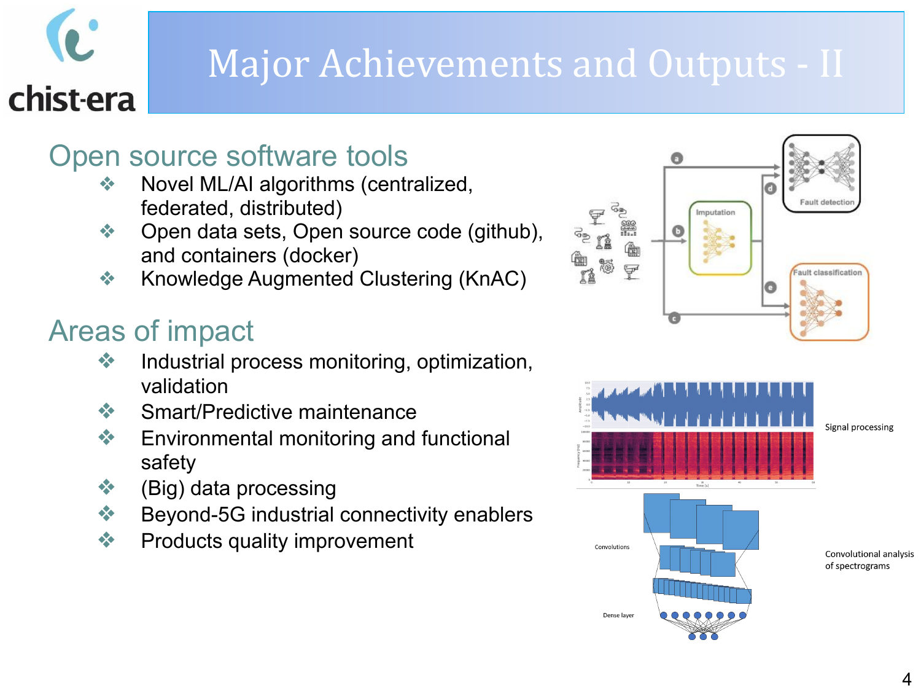# Major Achievements and Outputs - II

## Open source software tools

- Novel ML/AI algorithms (centralized, federated, distributed)
- Open data sets, Open source code (github), and containers (docker)
- Knowledge Augmented Clustering (KnAC)

## Areas of impact

- Industrial process monitoring, optimization, validation
- Smart/Predictive maintenance
- Environmental monitoring and functional safety
- (Big) data processing
- Beyond-5G industrial connectivity enablers
- Products quality improvement

Signal processing

Convolutional analysis of spectrograms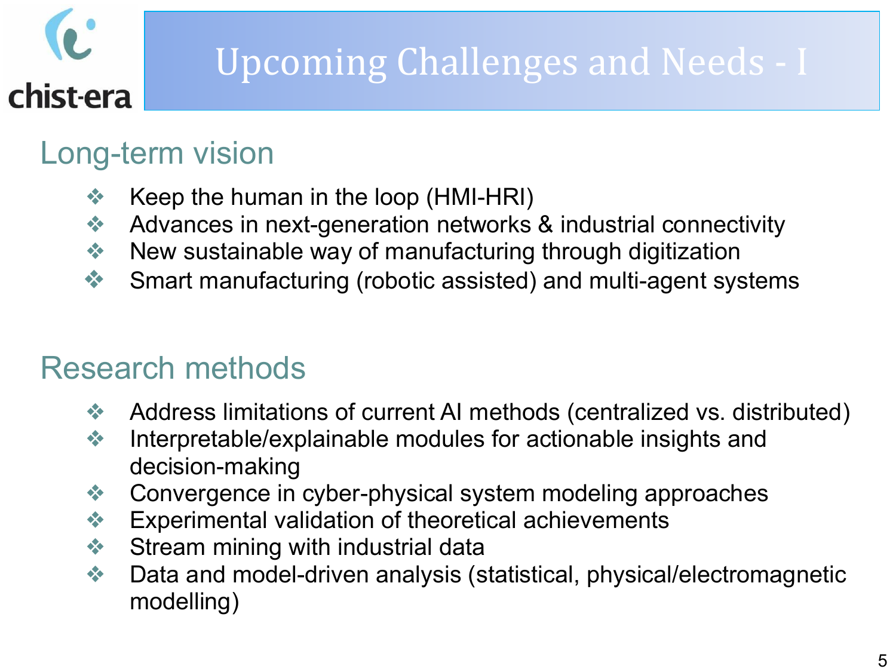# Upcoming Challenges and Needs - I

## Long-term vision

- Keep the human in the loop (HMI-HRI)
- Advances in next-generation networks & industrial connectivity
- New sustainable way of manufacturing through digitization
- Smart manufacturing (robotic assisted) and multi-agent systems

## Research methods

- Address limitations of current AI methods (centralized vs. distributed)
- Interpretable/explainable modules for actionable insights and decision-making
- Convergence in cyber-physical system modeling approaches
- Experimental validation of theoretical achievements
- Stream mining with industrial data
- Data and model-driven analysis (statistical, physical/electromagnetic modelling)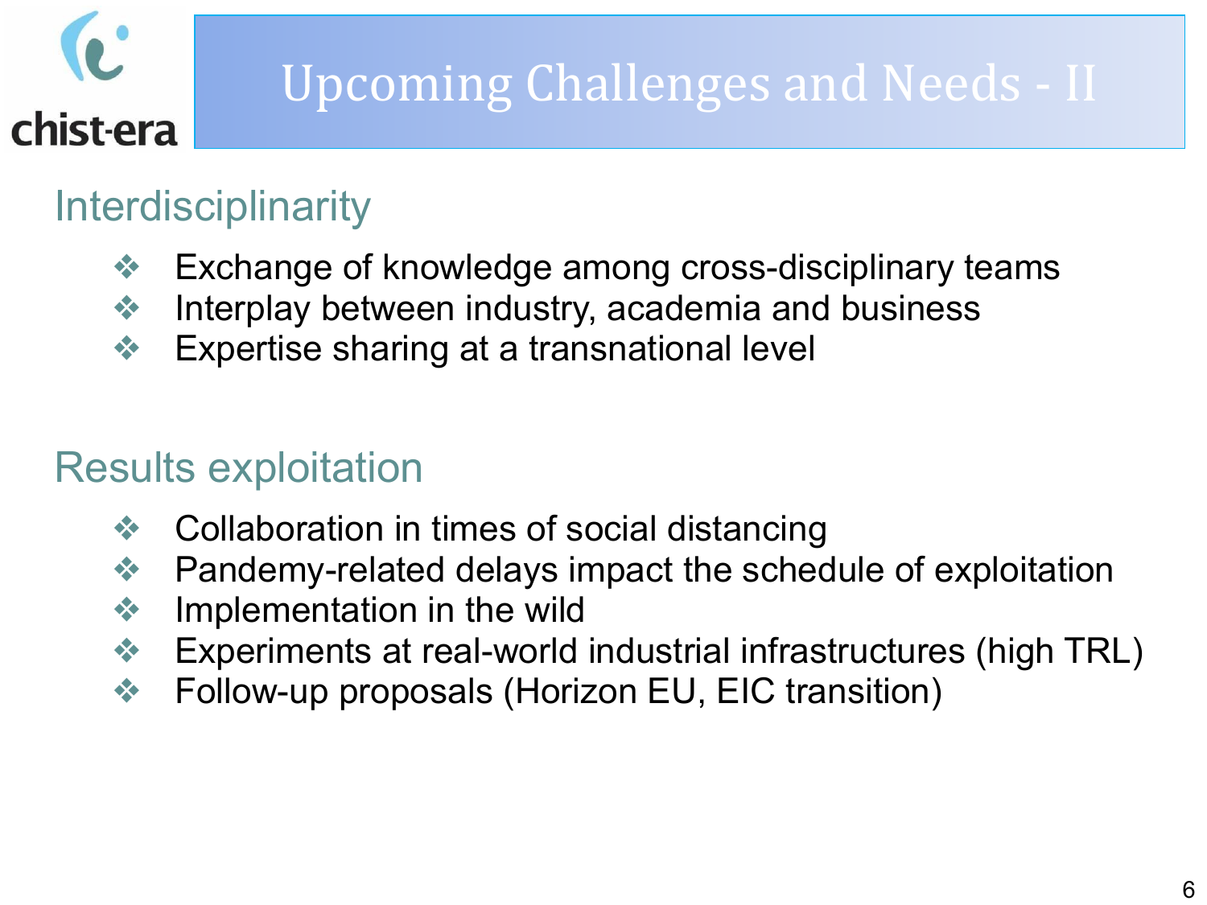# Upcoming Challenges and Needs - II

## Interdisciplinarity

- Exchange of knowledge among cross-disciplinary teams
- Interplay between industry, academia and business
- Expertise sharing at a transnational level

## Results exploitation

- Collaboration in times of social distancing
- Pandemy-related delays impact the schedule of exploitation
- Implementation in the wild
- Experiments at real-world industrial infrastructures (high TRL)
- Follow-up proposals (Horizon EU, EIC transition)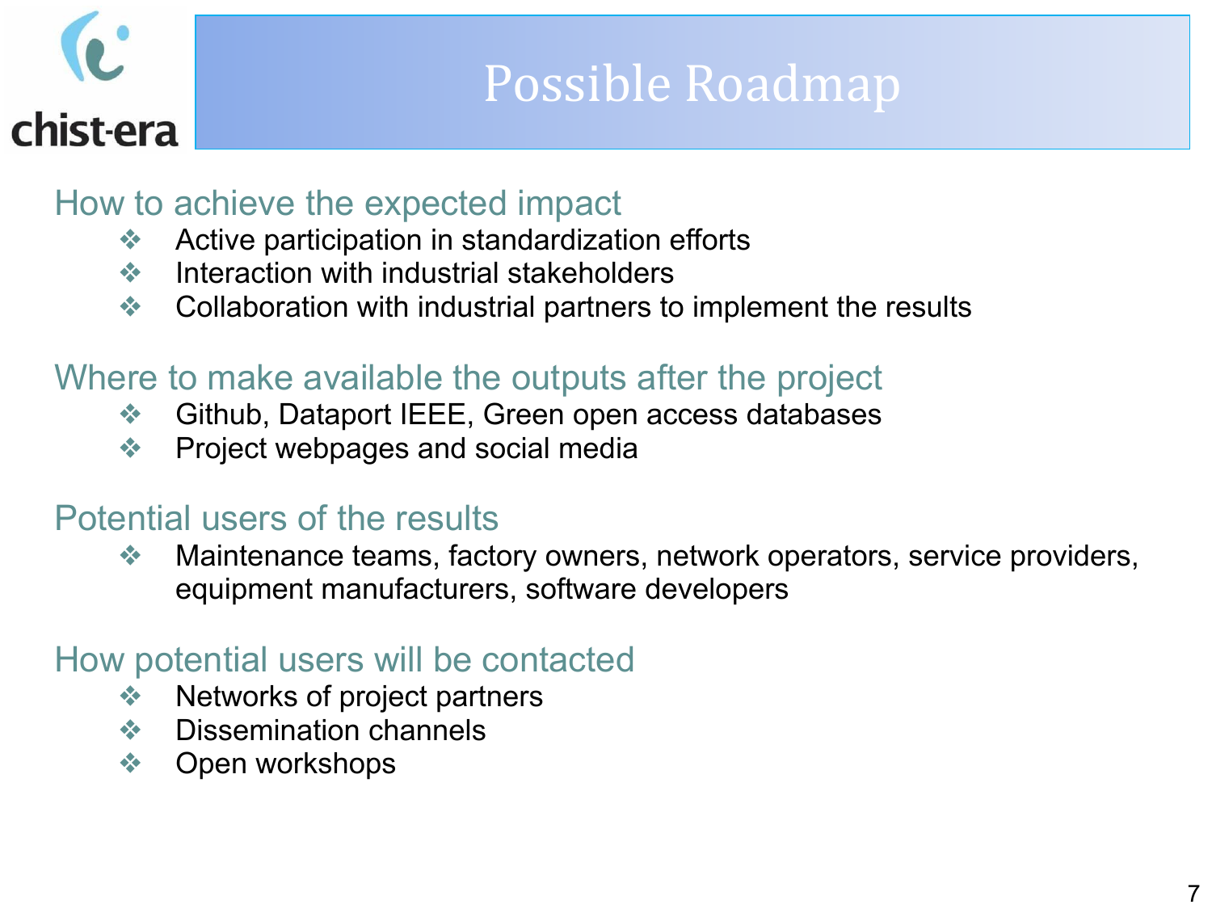# Possible Roadmap

## How to achieve the expected impact

- Active participation in standardization efforts
- Interaction with industrial stakeholders
- Collaboration with industrial partners to implement the results

## Where to make available the outputs after the project

- Github, Dataport IEEE, Green open access databases
- Project webpages and social media

## Potential users of the results

- Maintenance teams, factory owners, network operators, service providers, equipment manufacturers, software developers

## How potential users will be contacted

- Networks of project partners
- Dissemination channels
- Open workshops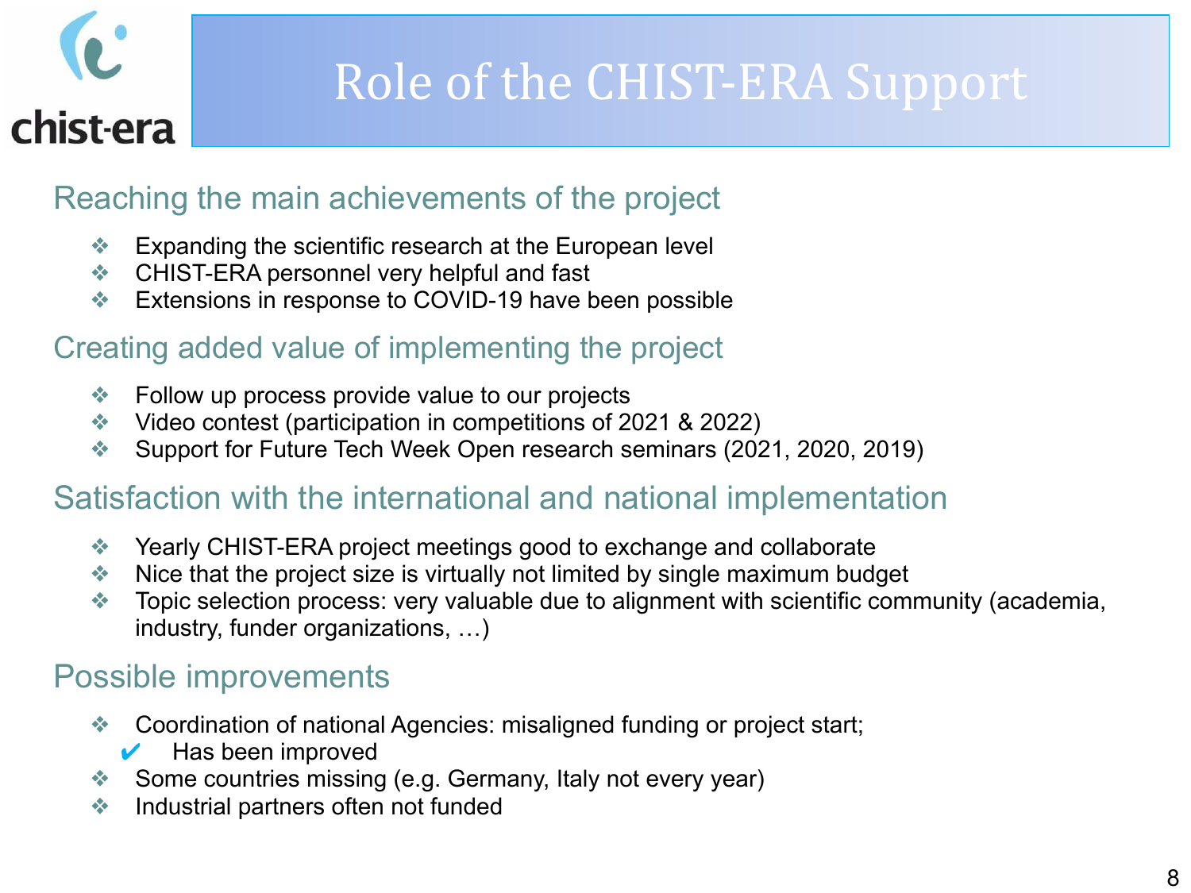# Role of the CHIST-ERA Support

## Reaching the main achievements of the project

- Expanding the scientific research at the European level
- CHIST-ERA personnel very helpful and fast
- Extensions in response to COVID-19 have been possible

## Creating added value of implementing the project

- Follow up process provide value to our projects
- Video contest (participation in competitions of 2021 & 2022)
- Support for Future Tech Week Open research seminars (2021, 2020, 2019)

## Satisfaction with the international and national implementation

- Yearly CHIST-ERA project meetings good to exchange and collaborate
- Nice that the project size is virtually not limited by single maximum budget
- Topic selection process: very valuable due to alignment with scientific community (academia, industry, funder organizations, …)

## Possible improvements

- Coordination of national Agencies: misaligned funding or project start;
  - ✔ Has been improved
- Some countries missing (e.g. Germany, Italy not every year)
- Industrial partners often not funded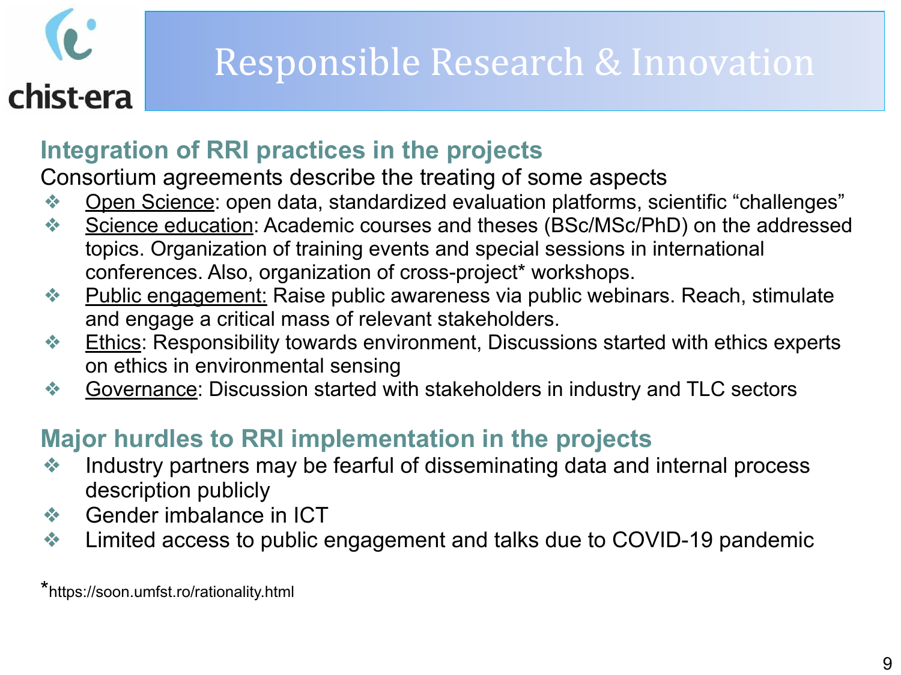chist-era

# Responsible Research & Innovation

## Integration of RRI practices in the projects

Consortium agreements describe the treating of some aspects

- Open Science: open data, standardized evaluation platforms, scientific “challenges”
- Science education: Academic courses and theses (BSc/MSc/PhD) on the addressed topics. Organization of training events and special sessions in international conferences. Also, organization of cross-project* workshops.
- Public engagement: Raise public awareness via public webinars. Reach, stimulate and engage a critical mass of relevant stakeholders.
- Ethics: Responsibility towards environment, Discussions started with ethics experts on ethics in environmental sensing
- Governance: Discussion started with stakeholders in industry and TLC sectors

## Major hurdles to RRI implementation in the projects

- Industry partners may be fearful of disseminating data and internal process description publicly
- Gender imbalance in ICT
- Limited access to public engagement and talks due to COVID-19 pandemic

*https://soon.umfst.ro/rationality.html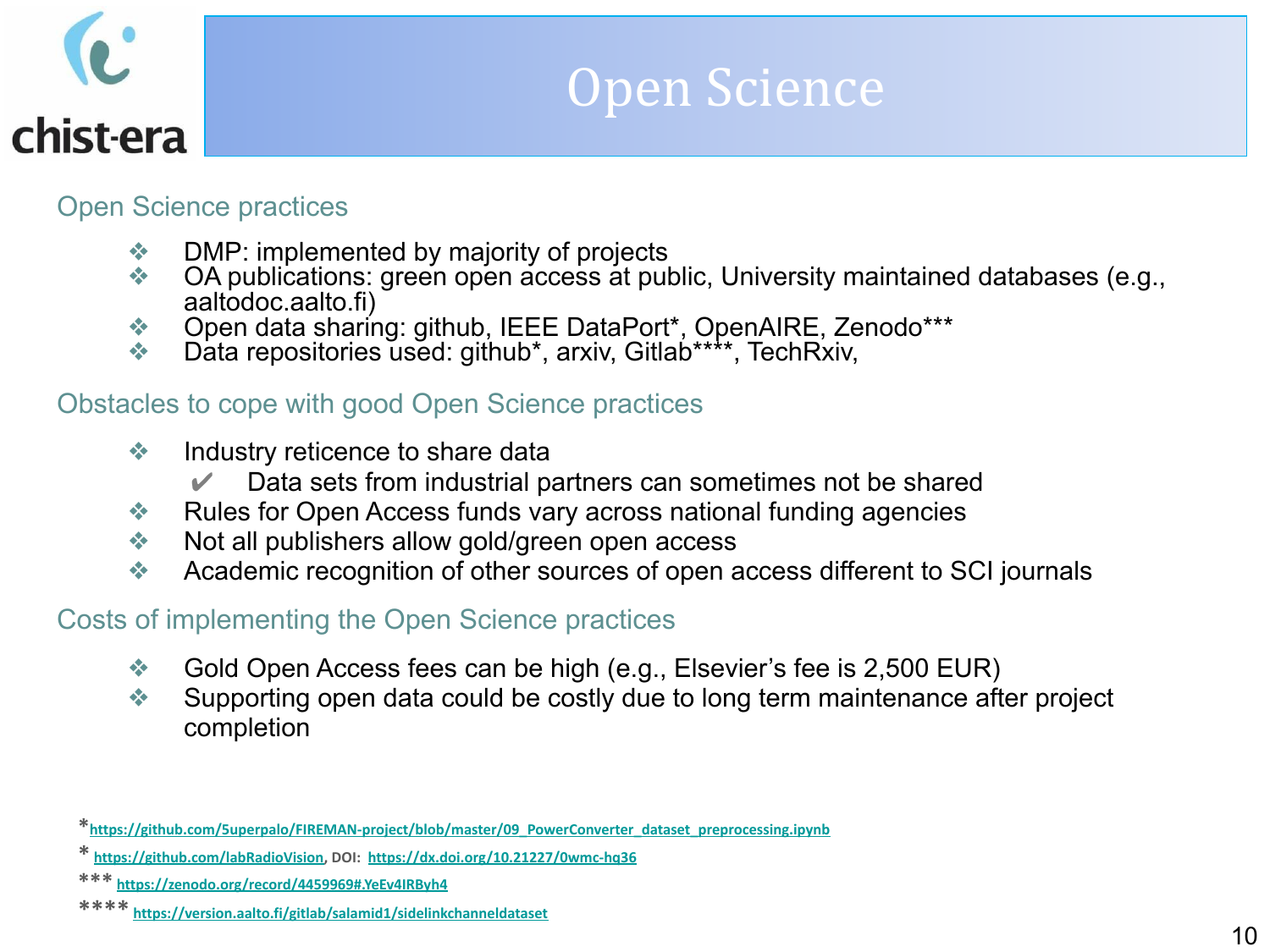# Open Science

## Open Science practices

- DMP: implemented by majority of projects
- OA publications: green open access at public, University maintained databases (e.g., aaltodoc.aalto.fi)
- Open data sharing: github, IEEE DataPort*, OpenAIRE, Zenodo***
- Data repositories used: github*, arxiv, Gitlab****, TechRxiv,

## Obstacles to cope with good Open Science practices

- Industry reticence to share data
  - ✔ Data sets from industrial partners can sometimes not be shared
- Rules for Open Access funds vary across national funding agencies
- Not all publishers allow gold/green open access
- Academic recognition of other sources of open access different to SCI journals

## Costs of implementing the Open Science practices

- Gold Open Access fees can be high (e.g., Elsevier's fee is 2,500 EUR)
- Supporting open data could be costly due to long term maintenance after project completion

*https://github.com/5uperpalo/FIREMAN-project/blob/master/09_PowerConverter_dataset_preprocessing.ipynb

* https://github.com/labRadioVision, DOI: https://dx.doi.org/10.21227/0wmc-hq36

*** https://zenodo.org/record/4459969#.YeEv4IRByh4

**** https://version.aalto.fi/gitlab/salamid1/sidelinkchanneldataset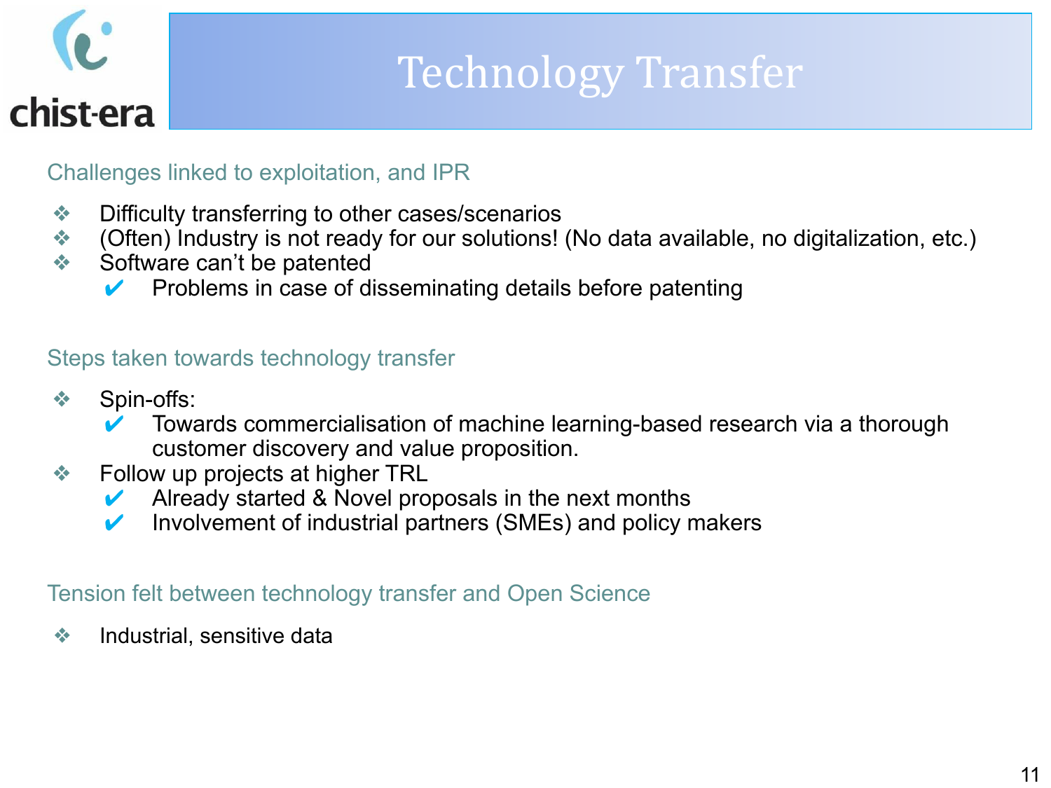# Technology Transfer

## Challenges linked to exploitation, and IPR

- Difficulty transferring to other cases/scenarios
- (Often) Industry is not ready for our solutions! (No data available, no digitalization, etc.)
- Software can't be patented
  - ✔ Problems in case of disseminating details before patenting

## Steps taken towards technology transfer

- Spin-offs:
  - ✔ Towards commercialisation of machine learning-based research via a thorough customer discovery and value proposition.
- Follow up projects at higher TRL
  - ✔ Already started & Novel proposals in the next months
  - ✔ Involvement of industrial partners (SMEs) and policy makers

## Tension felt between technology transfer and Open Science

- Industrial, sensitive data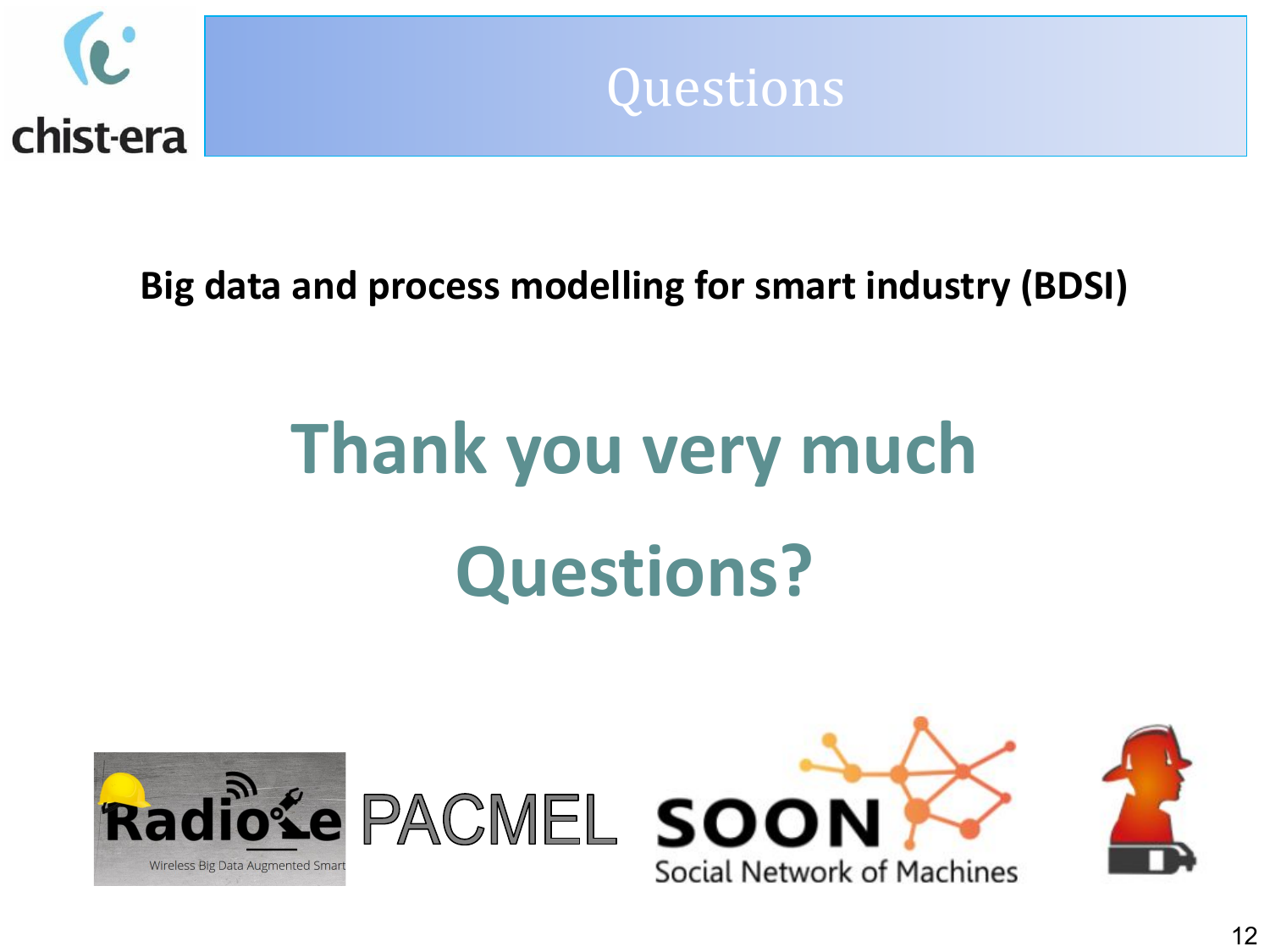# Questions

**Big data and process modelling for smart industry (BDSI)**

## Thank you very much

## Questions?